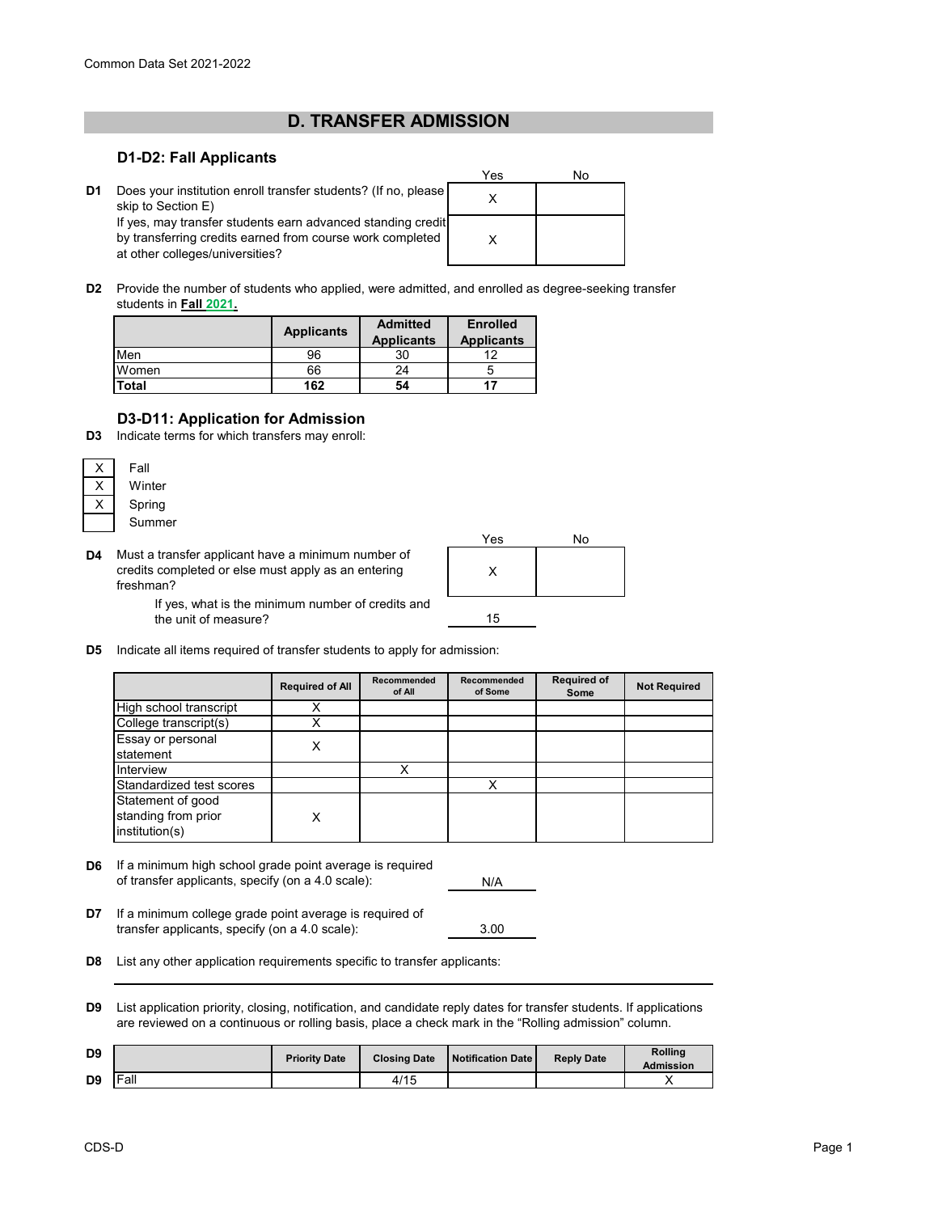Common Data Set 2021-2022

# D. TRANSFER ADMISSION

## D1-D2: Fall Applicants

| | | Yes | No |
|---|---|---|---|
| D1 | Does your institution enroll transfer students? (If no, please skip to Section E) | X | |
| | If yes, may transfer students earn advanced standing credit by transferring credits earned from course work completed at other colleges/universities? | X | |

**D2** Provide the number of students who applied, were admitted, and enrolled as degree-seeking transfer students in **Fall 2021.**

| | Applicants | Admitted Applicants | Enrolled Applicants |
|---|---|---|---|
| Men | 96 | 30 | 12 |
| Women | 66 | 24 | 5 |
| **Total** | **162** | **54** | **17** |

## D3-D11: Application for Admission

**D3** Indicate terms for which transfers may enroll:

- [X] Fall
- [X] Winter
- [X] Spring
- [ ] Summer

| | | Yes | No |
|---|---|---|---|
| D4 | Must a transfer applicant have a minimum number of credits completed or else must apply as an entering freshman? | X | |
| | If yes, what is the minimum number of credits and the unit of measure? | 15 | |

**D5** Indicate all items required of transfer students to apply for admission:

| | Required of All | Recommended of All | Recommended of Some | Required of Some | Not Required |
|---|---|---|---|---|---|
| High school transcript | X | | | | |
| College transcript(s) | X | | | | |
| Essay or personal statement | X | | | | |
| Interview | | X | | | |
| Standardized test scores | | | X | | |
| Statement of good standing from prior institution(s) | X | | | | |

**D6** If a minimum high school grade point average is required of transfer applicants, specify (on a 4.0 scale): N/A

**D7** If a minimum college grade point average is required of transfer applicants, specify (on a 4.0 scale): 3.00

**D8** List any other application requirements specific to transfer applicants:

**D9** List application priority, closing, notification, and candidate reply dates for transfer students. If applications are reviewed on a continuous or rolling basis, place a check mark in the "Rolling admission" column.

| D9 | | Priority Date | Closing Date | Notification Date | Reply Date | Rolling Admission |
|---|---|---|---|---|---|---|
| D9 | Fall | | 4/15 | | | X |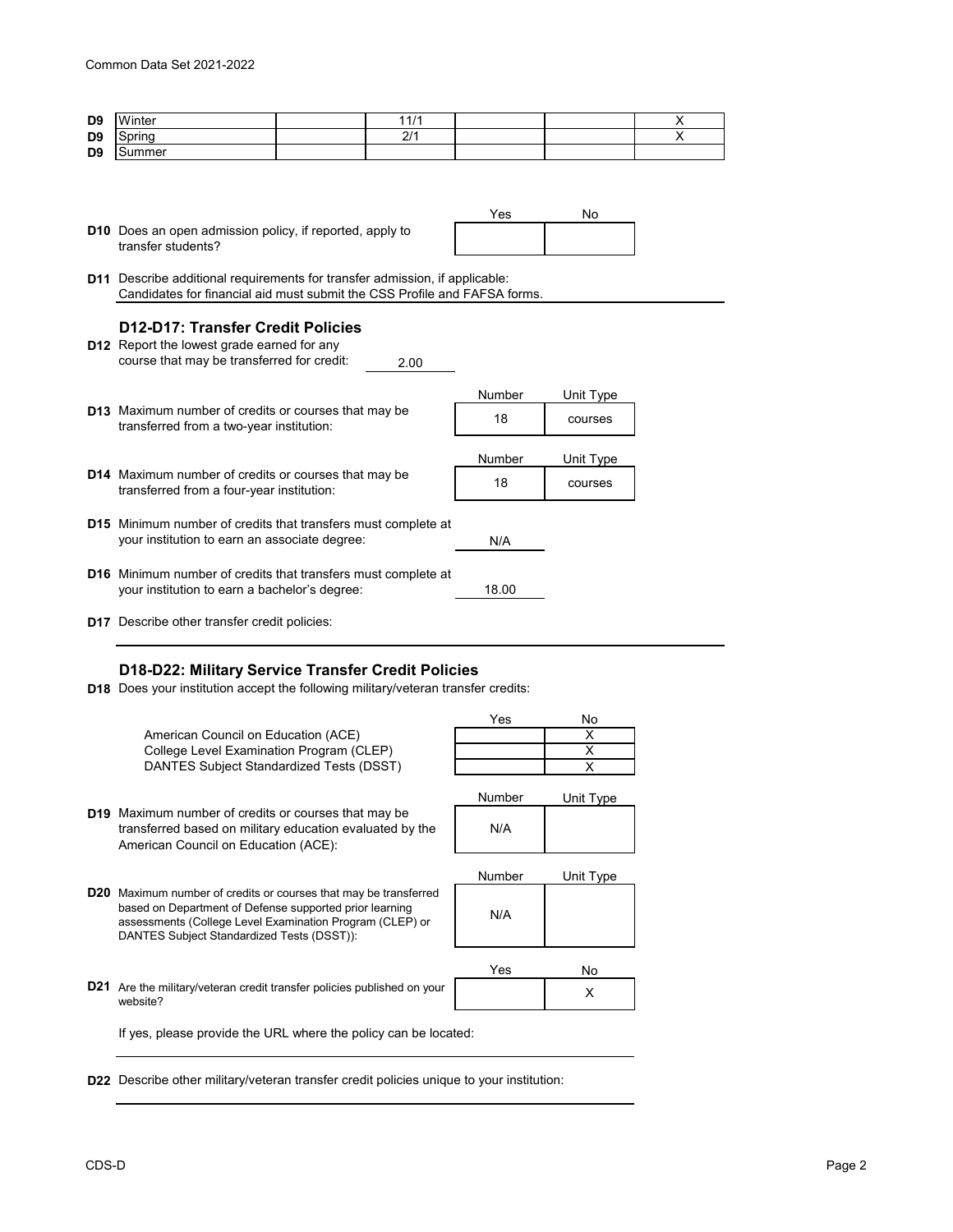| | | | | | |
|---|---|---|---|---|---|
| D9 | Winter | | 11/1 | | | X |
| D9 | Spring | | 2/1 | | | X |
| D9 | Summer | | | | | |

| | Yes | No |
|---|---|---|
| **D10** Does an open admission policy, if reported, apply to transfer students? | | |

**D11** Describe additional requirements for transfer admission, if applicable:
Candidates for financial aid must submit the CSS Profile and FAFSA forms.

### D12-D17: Transfer Credit Policies

**D12** Report the lowest grade earned for any course that may be transferred for credit: 2.00

| | Number | Unit Type |
|---|---|---|
| **D13** Maximum number of credits or courses that may be transferred from a two-year institution: | 18 | courses |
| **D14** Maximum number of credits or courses that may be transferred from a four-year institution: | 18 | courses |

**D15** Minimum number of credits that transfers must complete at your institution to earn an associate degree: N/A

**D16** Minimum number of credits that transfers must complete at your institution to earn a bachelor's degree: 18.00

**D17** Describe other transfer credit policies:

### D18-D22: Military Service Transfer Credit Policies

**D18** Does your institution accept the following military/veteran transfer credits:

| | Yes | No |
|---|---|---|
| American Council on Education (ACE) | | X |
| College Level Examination Program (CLEP) | | X |
| DANTES Subject Standardized Tests (DSST) | | X |

| | Number | Unit Type |
|---|---|---|
| **D19** Maximum number of credits or courses that may be transferred based on military education evaluated by the American Council on Education (ACE): | N/A | |
| **D20** Maximum number of credits or courses that may be transferred based on Department of Defense supported prior learning assessments (College Level Examination Program (CLEP) or DANTES Subject Standardized Tests (DSST)): | N/A | |

| | Yes | No |
|---|---|---|
| **D21** Are the military/veteran credit transfer policies published on your website? | | X |

If yes, please provide the URL where the policy can be located:

**D22** Describe other military/veteran transfer credit policies unique to your institution: